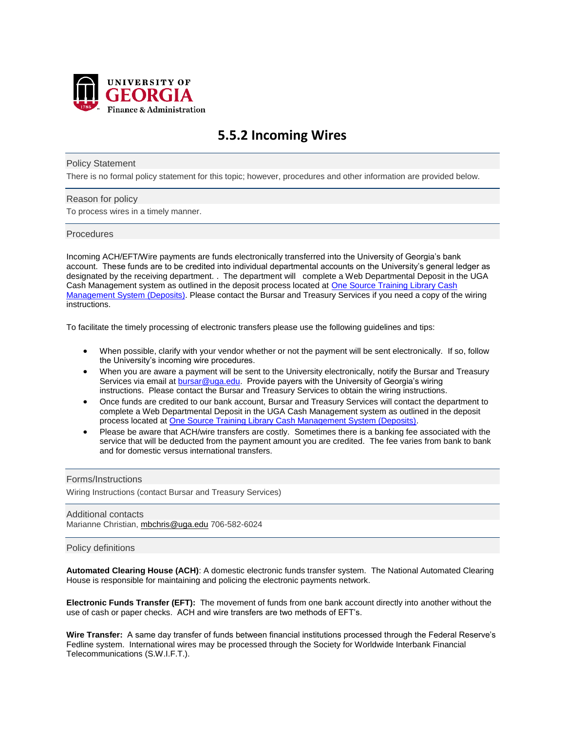UNIVERSITY OF GEORGIA
Finance & Administration

# 5.5.2 Incoming Wires

## Policy Statement

There is no formal policy statement for this topic; however, procedures and other information are provided below.

## Reason for policy

To process wires in a timely manner.

## Procedures

Incoming ACH/EFT/Wire payments are funds electronically transferred into the University of Georgia's bank account. These funds are to be credited into individual departmental accounts on the University's general ledger as designated by the receiving department. . The department will complete a Web Departmental Deposit in the UGA Cash Management system as outlined in the deposit process located at [One Source Training Library Cash Management System (Deposits)]. Please contact the Bursar and Treasury Services if you need a copy of the wiring instructions.

To facilitate the timely processing of electronic transfers please use the following guidelines and tips:

- When possible, clarify with your vendor whether or not the payment will be sent electronically. If so, follow the University's incoming wire procedures.
- When you are aware a payment will be sent to the University electronically, notify the Bursar and Treasury Services via email at bursar@uga.edu. Provide payers with the University of Georgia's wiring instructions. Please contact the Bursar and Treasury Services to obtain the wiring instructions.
- Once funds are credited to our bank account, Bursar and Treasury Services will contact the department to complete a Web Departmental Deposit in the UGA Cash Management system as outlined in the deposit process located at [One Source Training Library Cash Management System (Deposits)].
- Please be aware that ACH/wire transfers are costly. Sometimes there is a banking fee associated with the service that will be deducted from the payment amount you are credited. The fee varies from bank to bank and for domestic versus international transfers.

## Forms/Instructions

Wiring Instructions (contact Bursar and Treasury Services)

## Additional contacts

Marianne Christian, mbchris@uga.edu 706-582-6024

## Policy definitions

**Automated Clearing House (ACH)**: A domestic electronic funds transfer system. The National Automated Clearing House is responsible for maintaining and policing the electronic payments network.

**Electronic Funds Transfer (EFT):** The movement of funds from one bank account directly into another without the use of cash or paper checks. ACH and wire transfers are two methods of EFT's.

**Wire Transfer:** A same day transfer of funds between financial institutions processed through the Federal Reserve's Fedline system. International wires may be processed through the Society for Worldwide Interbank Financial Telecommunications (S.W.I.F.T.).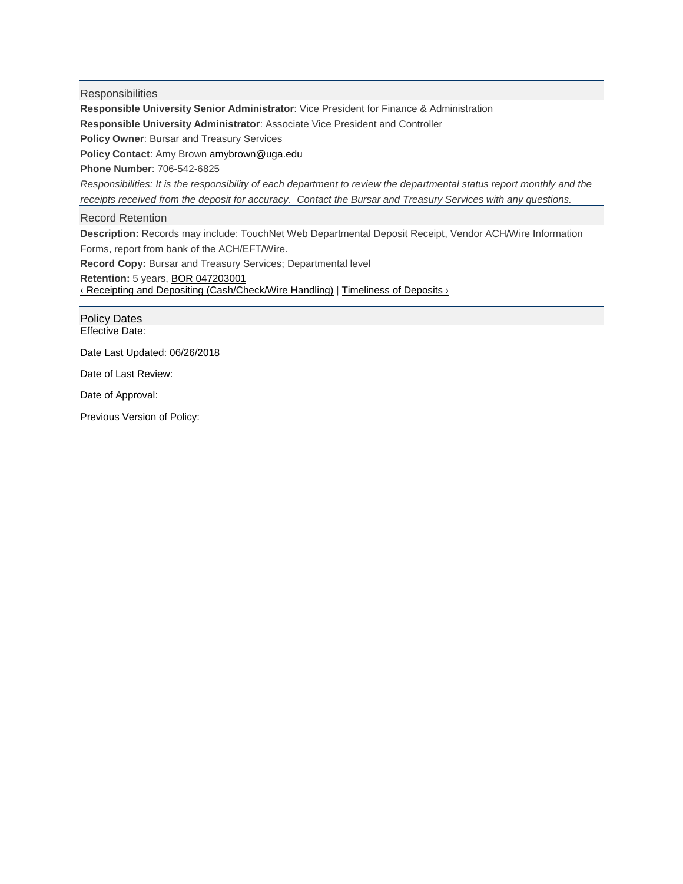## Responsibilities

**Responsible University Senior Administrator**: Vice President for Finance & Administration

**Responsible University Administrator**: Associate Vice President and Controller

**Policy Owner**: Bursar and Treasury Services

**Policy Contact**: Amy Brown [amybrown@uga.edu](mailto:amybrown@uga.edu)

**Phone Number**: 706-542-6825

*Responsibilities: It is the responsibility of each department to review the departmental status report monthly and the receipts received from the deposit for accuracy. Contact the Bursar and Treasury Services with any questions.*

## Record Retention

**Description:** Records may include: TouchNet Web Departmental Deposit Receipt, Vendor ACH/Wire Information Forms, report from bank of the ACH/EFT/Wire.

**Record Copy:** Bursar and Treasury Services; Departmental level

**Retention:** 5 years, BOR 047203001

‹ Receipting and Depositing (Cash/Check/Wire Handling) | Timeliness of Deposits ›

## Policy Dates

Effective Date:

Date Last Updated: 06/26/2018

Date of Last Review:

Date of Approval:

Previous Version of Policy: